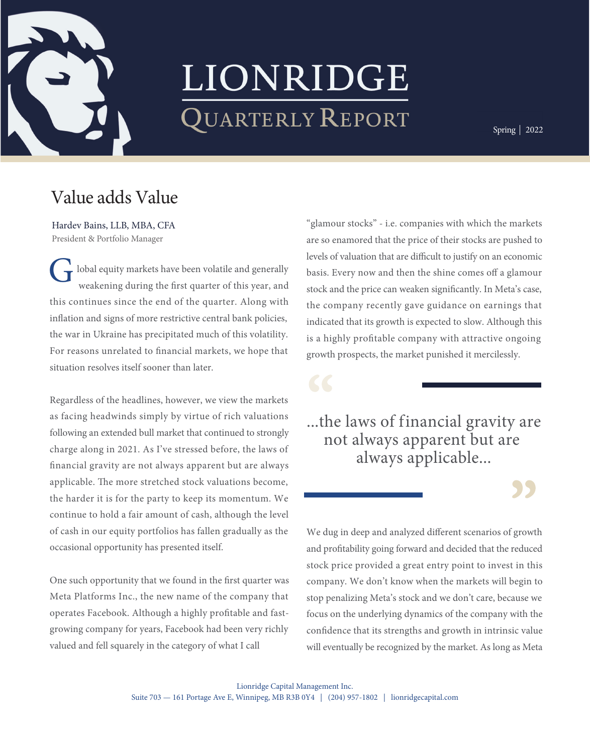# LIONRIDGE

## Quarterly Report

Spring | 2022

## Value adds Value

Hardev Bains, LLB, MBA, CFA
President & Portfolio Manager

Global equity markets have been volatile and generally weakening during the first quarter of this year, and this continues since the end of the quarter. Along with inflation and signs of more restrictive central bank policies, the war in Ukraine has precipitated much of this volatility. For reasons unrelated to financial markets, we hope that situation resolves itself sooner than later.

Regardless of the headlines, however, we view the markets as facing headwinds simply by virtue of rich valuations following an extended bull market that continued to strongly charge along in 2021. As I've stressed before, the laws of financial gravity are not always apparent but are always applicable. The more stretched stock valuations become, the harder it is for the party to keep its momentum. We continue to hold a fair amount of cash, although the level of cash in our equity portfolios has fallen gradually as the occasional opportunity has presented itself.

One such opportunity that we found in the first quarter was Meta Platforms Inc., the new name of the company that operates Facebook. Although a highly profitable and fast-growing company for years, Facebook had been very richly valued and fell squarely in the category of what I call "glamour stocks" - i.e. companies with which the markets are so enamored that the price of their stocks are pushed to levels of valuation that are difficult to justify on an economic basis. Every now and then the shine comes off a glamour stock and the price can weaken significantly. In Meta's case, the company recently gave guidance on earnings that indicated that its growth is expected to slow. Although this is a highly profitable company with attractive ongoing growth prospects, the market punished it mercilessly.

> "...the laws of financial gravity are not always apparent but are always applicable..."

We dug in deep and analyzed different scenarios of growth and profitability going forward and decided that the reduced stock price provided a great entry point to invest in this company. We don't know when the markets will begin to stop penalizing Meta's stock and we don't care, because we focus on the underlying dynamics of the company with the confidence that its strengths and growth in intrinsic value will eventually be recognized by the market. As long as Meta

Lionridge Capital Management Inc.
Suite 703 — 161 Portage Ave E, Winnipeg, MB R3B 0Y4 | (204) 957-1802 | lionridgecapital.com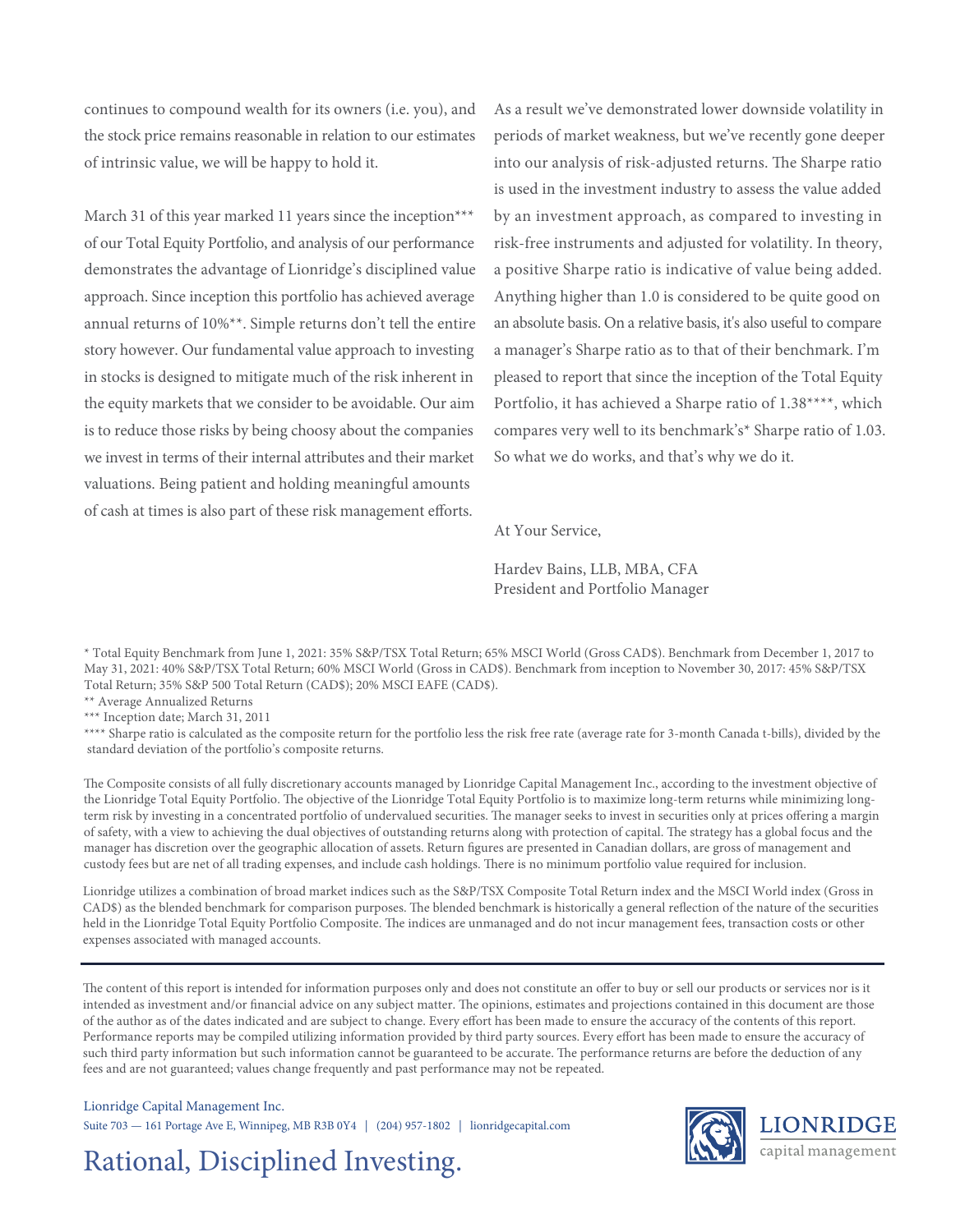continues to compound wealth for its owners (i.e. you), and the stock price remains reasonable in relation to our estimates of intrinsic value, we will be happy to hold it.

March 31 of this year marked 11 years since the inception*** of our Total Equity Portfolio, and analysis of our performance demonstrates the advantage of Lionridge's disciplined value approach. Since inception this portfolio has achieved average annual returns of 10%**. Simple returns don't tell the entire story however. Our fundamental value approach to investing in stocks is designed to mitigate much of the risk inherent in the equity markets that we consider to be avoidable. Our aim is to reduce those risks by being choosy about the companies we invest in terms of their internal attributes and their market valuations. Being patient and holding meaningful amounts of cash at times is also part of these risk management efforts.

As a result we've demonstrated lower downside volatility in periods of market weakness, but we've recently gone deeper into our analysis of risk-adjusted returns. The Sharpe ratio is used in the investment industry to assess the value added by an investment approach, as compared to investing in risk-free instruments and adjusted for volatility. In theory, a positive Sharpe ratio is indicative of value being added. Anything higher than 1.0 is considered to be quite good on an absolute basis. On a relative basis, it's also useful to compare a manager's Sharpe ratio as to that of their benchmark. I'm pleased to report that since the inception of the Total Equity Portfolio, it has achieved a Sharpe ratio of 1.38****, which compares very well to its benchmark's* Sharpe ratio of 1.03. So what we do works, and that's why we do it.

At Your Service,

Hardev Bains, LLB, MBA, CFA
President and Portfolio Manager

* Total Equity Benchmark from June 1, 2021: 35% S&P/TSX Total Return; 65% MSCI World (Gross CAD$). Benchmark from December 1, 2017 to May 31, 2021: 40% S&P/TSX Total Return; 60% MSCI World (Gross in CAD$). Benchmark from inception to November 30, 2017: 45% S&P/TSX Total Return; 35% S&P 500 Total Return (CAD$); 20% MSCI EAFE (CAD$).

** Average Annualized Returns

*** Inception date; March 31, 2011

**** Sharpe ratio is calculated as the composite return for the portfolio less the risk free rate (average rate for 3-month Canada t-bills), divided by the standard deviation of the portfolio's composite returns.

The Composite consists of all fully discretionary accounts managed by Lionridge Capital Management Inc., according to the investment objective of the Lionridge Total Equity Portfolio. The objective of the Lionridge Total Equity Portfolio is to maximize long-term returns while minimizing long-term risk by investing in a concentrated portfolio of undervalued securities. The manager seeks to invest in securities only at prices offering a margin of safety, with a view to achieving the dual objectives of outstanding returns along with protection of capital. The strategy has a global focus and the manager has discretion over the geographic allocation of assets. Return figures are presented in Canadian dollars, are gross of management and custody fees but are net of all trading expenses, and include cash holdings. There is no minimum portfolio value required for inclusion.

Lionridge utilizes a combination of broad market indices such as the S&P/TSX Composite Total Return index and the MSCI World index (Gross in CAD$) as the blended benchmark for comparison purposes. The blended benchmark is historically a general reflection of the nature of the securities held in the Lionridge Total Equity Portfolio Composite. The indices are unmanaged and do not incur management fees, transaction costs or other expenses associated with managed accounts.

---

The content of this report is intended for information purposes only and does not constitute an offer to buy or sell our products or services nor is it intended as investment and/or financial advice on any subject matter. The opinions, estimates and projections contained in this document are those of the author as of the dates indicated and are subject to change. Every effort has been made to ensure the accuracy of the contents of this report. Performance reports may be compiled utilizing information provided by third party sources. Every effort has been made to ensure the accuracy of such third party information but such information cannot be guaranteed to be accurate. The performance returns are before the deduction of any fees and are not guaranteed; values change frequently and past performance may not be repeated.

Lionridge Capital Management Inc.
Suite 703 — 161 Portage Ave E, Winnipeg, MB R3B 0Y4 | (204) 957-1802 | lionridgecapital.com

Rational, Disciplined Investing.

LIONRIDGE
capital management